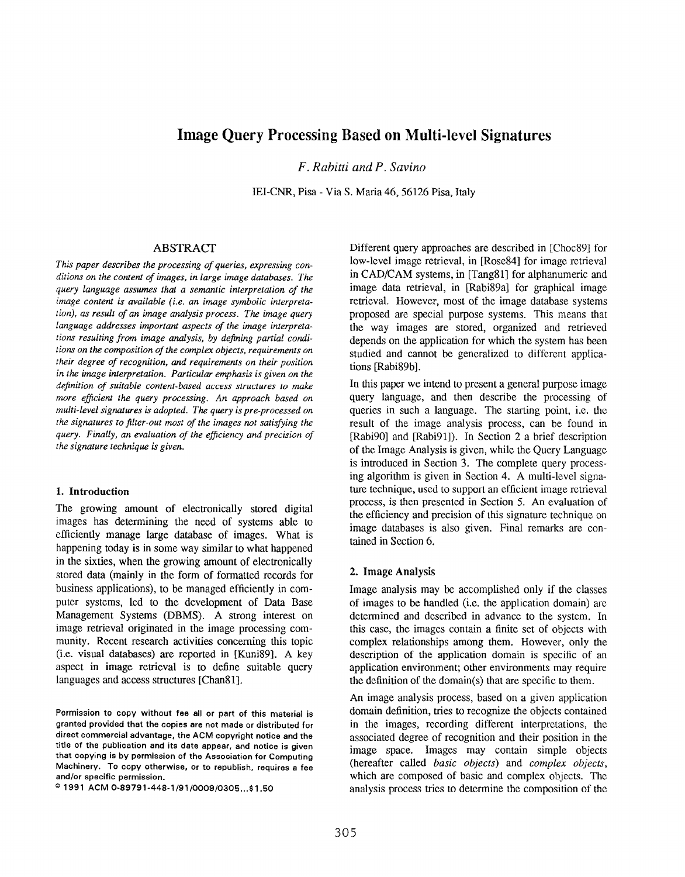# Image Query Processing Based on Multi-level Signatures

*F. Rabitti and P. Savino*

IEI-CNR, Pisa - Via S. Maria 46, 56126 Pisa, Italy

## ABSTRACT

*This paper describes the processing of queries, expressing conditions on the content of images, in large image databases. The query language assumes that a semantic interpretation of the image content is available (i.e. an image symbolic interpretation), as result of an image analysis process. The image query language addresses important aspects of the image interpretations resulting from image analysis, by defining partial conditions on the composition of the complex objects, requirements on their degree of recognition, and requirements on their position in the image interpretation. Particular emphasis is given on the definition of suitable content-based access structures to make more efficient the query processing. An approach based on multi-level signatures is adopted. The query is pre-processed on the signatures to filter-out most of the images not satisfying the query. Finally, an evaluation of the efficiency and precision of the signature technique is given.*

## 1. Introduction

The growing amount of electronically stored digital images has determining the need of systems able to efficiently manage large database of images. What is happening today is in some way similar to what happened in the sixties, when the growing amount of electronically stored data (mainly in the form of formatted records for business applications), to be managed efficiently in computer systems, led to the development of Data Base Management Systems (DBMS). A strong interest on image retrieval originated in the image processing community. Recent research activities concerning this topic (i.e. visual databases) are reported in [Kuni89]. A key aspect in image retrieval is to define suitable query languages and access structures [Chan81].

Permission to copy without fee all or part of this material is granted provided that the copies are not made or distributed for direct commercial advantage, the ACM copyright notice and the title of the publication and its date appear, and notice is given that copying is by permission of the Association for Computing Machinery. To copy otherwise, or to republish, requires a fee and/or specific permission.

© 1991 ACM 0-89791-448-1/91/0009/0305...$1.50

Different query approaches are described in [Choc89] for low-level image retrieval, in [Rose84] for image retrieval in CAD/CAM systems, in [Tang81] for alphanumeric and image data retrieval, in [Rabi89a] for graphical image retrieval. However, most of the image database systems proposed are special purpose systems. This means that the way images are stored, organized and retrieved depends on the application for which the system has been studied and cannot be generalized to different applications [Rabi89b].

In this paper we intend to present a general purpose image query language, and then describe the processing of queries in such a language. The starting point, i.e. the result of the image analysis process, can be found in [Rabi90] and [Rabi91]). In Section 2 a brief description of the Image Analysis is given, while the Query Language is introduced in Section 3. The complete query processing algorithm is given in Section 4. A multi-level signature technique, used to support an efficient image retrieval process, is then presented in Section 5. An evaluation of the efficiency and precision of this signature technique on image databases is also given. Final remarks are contained in Section 6.

## 2. Image Analysis

Image analysis may be accomplished only if the classes of images to be handled (i.e. the application domain) are determined and described in advance to the system. In this case, the images contain a finite set of objects with complex relationships among them. However, only the description of the application domain is specific of an application environment; other environments may require the definition of the domain(s) that are specific to them.

An image analysis process, based on a given application domain definition, tries to recognize the objects contained in the images, recording different interpretations, the associated degree of recognition and their position in the image space. Images may contain simple objects (hereafter called *basic objects*) and *complex objects*, which are composed of basic and complex objects. The analysis process tries to determine the composition of the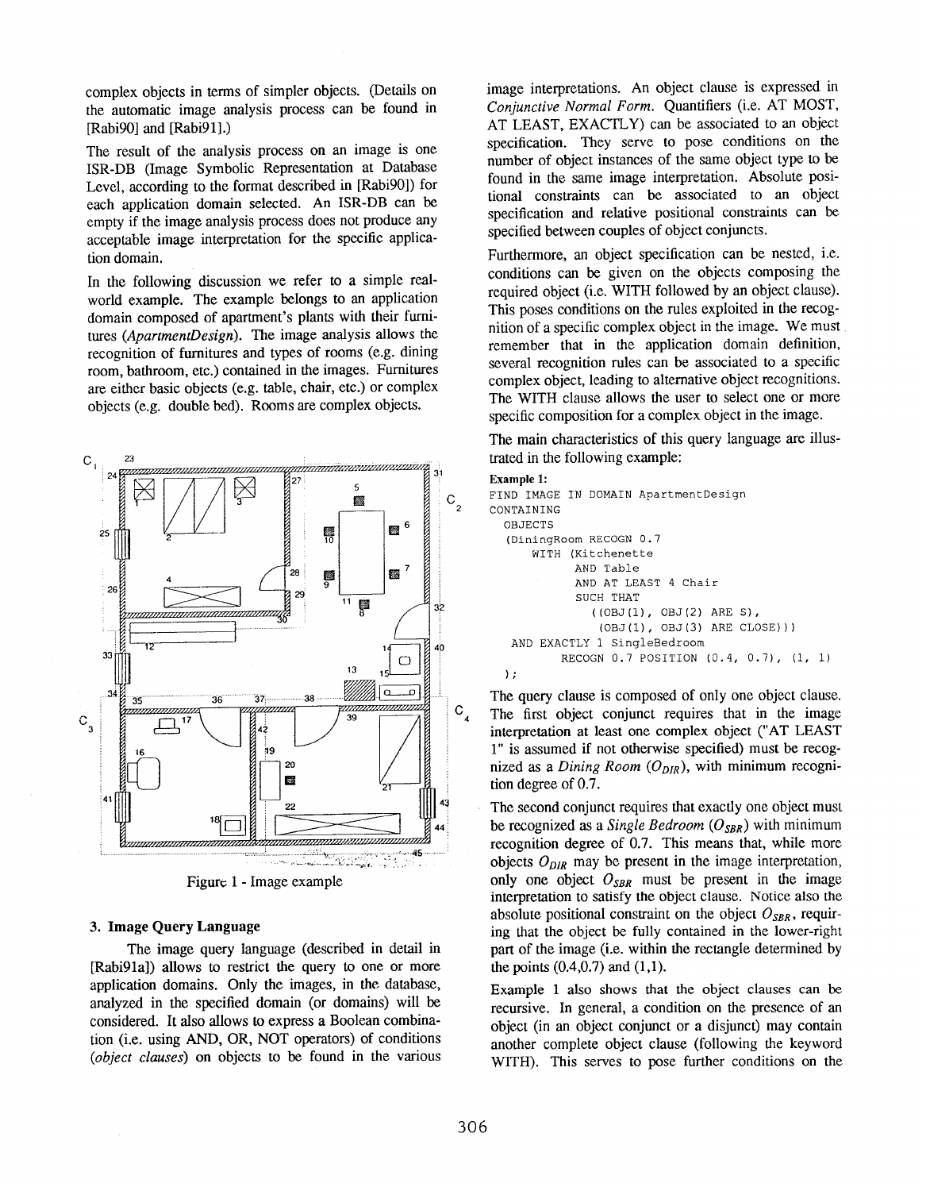complex objects in terms of simpler objects. (Details on the automatic image analysis process can be found in [Rabi90] and [Rabi91].)

The result of the analysis process on an image is one ISR-DB (Image Symbolic Representation at Database Level, according to the format described in [Rabi90]) for each application domain selected. An ISR-DB can be empty if the image analysis process does not produce any acceptable image interpretation for the specific application domain.

In the following discussion we refer to a simple real-world example. The example belongs to an application domain composed of apartment's plants with their furnitures (*ApartmentDesign*). The image analysis allows the recognition of furnitures and types of rooms (e.g. dining room, bathroom, etc.) contained in the images. Furnitures are either basic objects (e.g. table, chair, etc.) or complex objects (e.g. double bed). Rooms are complex objects.

Figure 1 - Image example

### 3. Image Query Language

The image query language (described in detail in [Rabi91a]) allows to restrict the query to one or more application domains. Only the images, in the database, analyzed in the specified domain (or domains) will be considered. It also allows to express a Boolean combination (i.e. using AND, OR, NOT operators) of conditions (*object clauses*) on objects to be found in the various image interpretations. An object clause is expressed in *Conjunctive Normal Form*. Quantifiers (i.e. AT MOST, AT LEAST, EXACTLY) can be associated to an object specification. They serve to pose conditions on the number of object instances of the same object type to be found in the same image interpretation. Absolute positional constraints can be associated to an object specification and relative positional constraints can be specified between couples of object conjuncts.

Furthermore, an object specification can be nested, i.e. conditions can be given on the objects composing the required object (i.e. WITH followed by an object clause). This poses conditions on the rules exploited in the recognition of a specific complex object in the image. We must remember that in the application domain definition, several recognition rules can be associated to a specific complex object, leading to alternative object recognitions. The WITH clause allows the user to select one or more specific composition for a complex object in the image.

The main characteristics of this query language are illustrated in the following example:

**Example 1:**

```
FIND IMAGE IN DOMAIN ApartmentDesign
CONTAINING
  OBJECTS
  (DiningRoom RECOGN 0.7
      WITH (Kitchenette
           AND Table
           AND AT LEAST 4 Chair
           SUCH THAT
              ((OBJ(1), OBJ(2) ARE S),
               (OBJ(1), OBJ(3) ARE CLOSE)))
   AND EXACTLY 1 SingleBedroom
         RECOGN 0.7 POSITION (0.4, 0.7), (1, 1)
  );
```

The query clause is composed of only one object clause. The first object conjunct requires that in the image interpretation at least one complex object ("AT LEAST 1" is assumed if not otherwise specified) must be recognized as a *Dining Room* ($O_{DIR}$), with minimum recognition degree of 0.7.

The second conjunct requires that exactly one object must be recognized as a *Single Bedroom* ($O_{SBR}$) with minimum recognition degree of 0.7. This means that, while more objects $O_{DIR}$ may be present in the image interpretation, only one object $O_{SBR}$ must be present in the image interpretation to satisfy the object clause. Notice also the absolute positional constraint on the object $O_{SBR}$, requiring that the object be fully contained in the lower-right part of the image (i.e. within the rectangle determined by the points (0.4,0.7) and (1,1).

Example 1 also shows that the object clauses can be recursive. In general, a condition on the presence of an object (in an object conjunct or a disjunct) may contain another complete object clause (following the keyword WITH). This serves to pose further conditions on the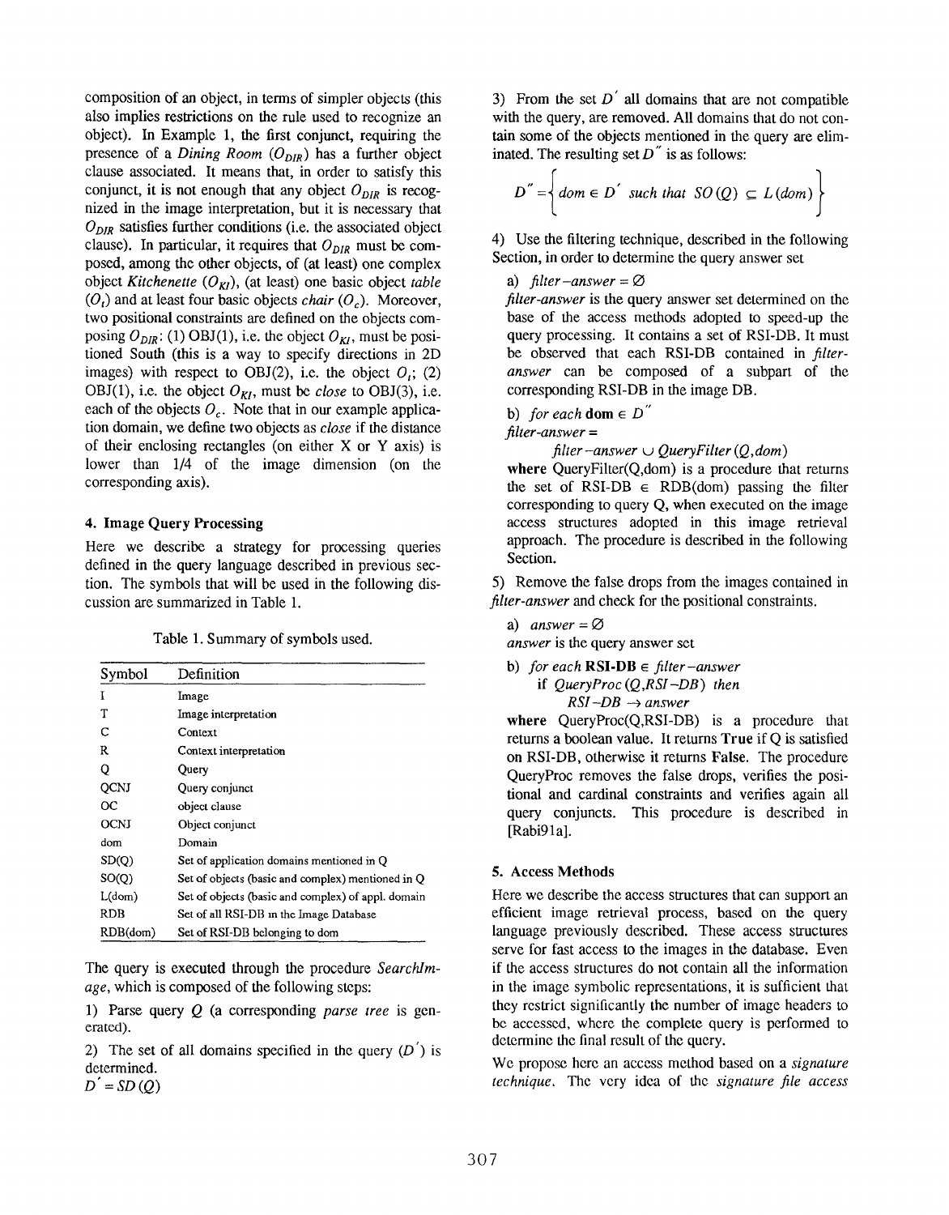composition of an object, in terms of simpler objects (this also implies restrictions on the rule used to recognize an object). In Example 1, the first conjunct, requiring the presence of a *Dining Room* ($O_{DIR}$) has a further object clause associated. It means that, in order to satisfy this conjunct, it is not enough that any object $O_{DIR}$ is recognized in the image interpretation, but it is necessary that $O_{DIR}$ satisfies further conditions (i.e. the associated object clause). In particular, it requires that $O_{DIR}$ must be composed, among the other objects, of (at least) one complex object *Kitchenette* ($O_{KI}$), (at least) one basic object *table* ($O_t$) and at least four basic objects *chair* ($O_c$). Moreover, two positional constraints are defined on the objects composing $O_{DIR}$: (1) OBJ(1), i.e. the object $O_{KI}$, must be positioned South (this is a way to specify directions in 2D images) with respect to OBJ(2), i.e. the object $O_t$; (2) OBJ(1), i.e. the object $O_{KI}$, must be *close* to OBJ(3), i.e. each of the objects $O_c$. Note that in our example application domain, we define two objects as *close* if the distance of their enclosing rectangles (on either X or Y axis) is lower than 1/4 of the image dimension (on the corresponding axis).

### 4. Image Query Processing

Here we describe a strategy for processing queries defined in the query language described in previous section. The symbols that will be used in the following discussion are summarized in Table 1.

Table 1. Summary of symbols used.

| Symbol | Definition |
|---|---|
| I | Image |
| T | Image interpretation |
| C | Context |
| R | Context interpretation |
| Q | Query |
| QCNJ | Query conjunct |
| OC | object clause |
| OCNJ | Object conjunct |
| dom | Domain |
| SD(Q) | Set of application domains mentioned in Q |
| SO(Q) | Set of objects (basic and complex) mentioned in Q |
| L(dom) | Set of objects (basic and complex) of appl. domain |
| RDB | Set of all RSI-DB in the Image Database |
| RDB(dom) | Set of RSI-DB belonging to dom |

The query is executed through the procedure *SearchImage*, which is composed of the following steps:

1) Parse query $Q$ (a corresponding *parse tree* is generated).

2) The set of all domains specified in the query ($D'$) is determined.
$D' = SD(Q)$

3) From the set $D'$ all domains that are not compatible with the query, are removed. All domains that do not contain some of the objects mentioned in the query are eliminated. The resulting set $D''$ is as follows:

$$D'' = \left\{ dom \in D' \;\; such\ that\ \; SO(Q) \subseteq L(dom) \right\}$$

4) Use the filtering technique, described in the following Section, in order to determine the query answer set

a) $filter\text{-}answer = \emptyset$
*filter-answer* is the query answer set determined on the base of the access methods adopted to speed-up the query processing. It contains a set of RSI-DB. It must be observed that each RSI-DB contained in *filter-answer* can be composed of a subpart of the corresponding RSI-DB in the image DB.

b) *for each* **dom** $\in D''$
*filter-answer* =
$filter\text{-}answer \cup QueryFilter(Q, dom)$
**where** QueryFilter(Q,dom) is a procedure that returns the set of RSI-DB $\in$ RDB(dom) passing the filter corresponding to query Q, when executed on the image access structures adopted in this image retrieval approach. The procedure is described in the following Section.

5) Remove the false drops from the images contained in *filter-answer* and check for the positional constraints.

a) $answer = \emptyset$
*answer* is the query answer set

b) *for each* **RSI-DB** $\in$ *filter-answer*
if $QueryProc(Q, RSI\text{-}DB)$ *then*
$RSI\text{-}DB \rightarrow answer$
**where** QueryProc(Q,RSI-DB) is a procedure that returns a boolean value. It returns **True** if Q is satisfied on RSI-DB, otherwise it returns **False**. The procedure QueryProc removes the false drops, verifies the positional and cardinal constraints and verifies again all query conjuncts. This procedure is described in [Rabi91a].

### 5. Access Methods

Here we describe the access structures that can support an efficient image retrieval process, based on the query language previously described. These access structures serve for fast access to the images in the database. Even if the access structures do not contain all the information in the image symbolic representations, it is sufficient that they restrict significantly the number of image headers to be accessed, where the complete query is performed to determine the final result of the query.

We propose here an access method based on a *signature technique*. The very idea of the *signature file access*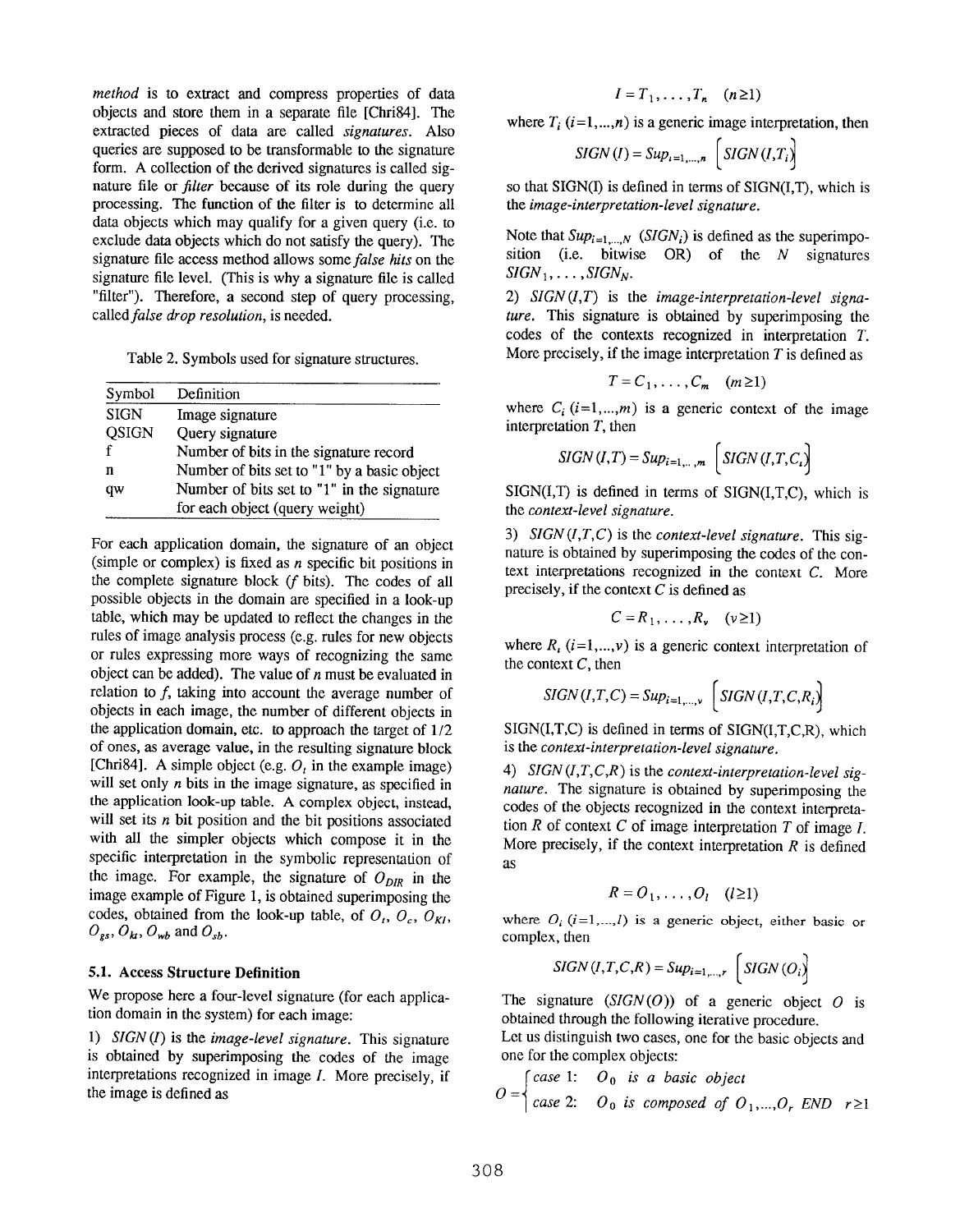*method* is to extract and compress properties of data objects and store them in a separate file [Chri84]. The extracted pieces of data are called *signatures*. Also queries are supposed to be transformable to the signature form. A collection of the derived signatures is called signature file or *filter* because of its role during the query processing. The function of the filter is to determine all data objects which may qualify for a given query (i.e. to exclude data objects which do not satisfy the query). The signature file access method allows some *false hits* on the signature file level. (This is why a signature file is called "filter"). Therefore, a second step of query processing, called *false drop resolution*, is needed.

Table 2. Symbols used for signature structures.

| Symbol | Definition |
|---|---|
| SIGN | Image signature |
| QSIGN | Query signature |
| f | Number of bits in the signature record |
| n | Number of bits set to "1" by a basic object |
| qw | Number of bits set to "1" in the signature for each object (query weight) |

For each application domain, the signature of an object (simple or complex) is fixed as $n$ specific bit positions in the complete signature block ($f$ bits). The codes of all possible objects in the domain are specified in a look-up table, which may be updated to reflect the changes in the rules of image analysis process (e.g. rules for new objects or rules expressing more ways of recognizing the same object can be added). The value of $n$ must be evaluated in relation to $f$, taking into account the average number of objects in each image, the number of different objects in the application domain, etc. to approach the target of 1/2 of ones, as average value, in the resulting signature block [Chri84]. A simple object (e.g. $O_t$ in the example image) will set only $n$ bits in the image signature, as specified in the application look-up table. A complex object, instead, will set its $n$ bit position and the bit positions associated with all the simpler objects which compose it in the specific interpretation in the symbolic representation of the image. For example, the signature of $O_{DIR}$ in the image example of Figure 1, is obtained superimposing the codes, obtained from the look-up table, of $O_t$, $O_c$, $O_{KI}$, $O_{gs}$, $O_{kt}$, $O_{wb}$ and $O_{sb}$.

### 5.1. Access Structure Definition

We propose here a four-level signature (for each application domain in the system) for each image:

1) $SIGN(I)$ is the *image-level signature*. This signature is obtained by superimposing the codes of the image interpretations recognized in image $I$. More precisely, if the image is defined as

$$I = T_1, \ldots, T_n \quad (n \geq 1)$$

where $T_i$ $(i=1,\ldots,n)$ is a generic image interpretation, then

$$SIGN(I) = Sup_{i=1,\ldots,n}\left[SIGN(I,T_i)\right]$$

so that SIGN(I) is defined in terms of SIGN(I,T), which is the *image-interpretation-level signature*.

Note that $Sup_{i=1,\ldots,N}$ $(SIGN_i)$ is defined as the superimposition (i.e. bitwise OR) of the $N$ signatures $SIGN_1, \ldots, SIGN_N$.

2) $SIGN(I,T)$ is the *image-interpretation-level signature*. This signature is obtained by superimposing the codes of the contexts recognized in interpretation $T$. More precisely, if the image interpretation $T$ is defined as

$$T = C_1, \ldots, C_m \quad (m \geq 1)$$

where $C_i$ $(i=1,\ldots,m)$ is a generic context of the image interpretation $T$, then

$$SIGN(I,T) = Sup_{i=1,\ldots,m}\left[SIGN(I,T,C_i)\right]$$

SIGN(I,T) is defined in terms of SIGN(I,T,C), which is the *context-level signature*.

3) $SIGN(I,T,C)$ is the *context-level signature*. This signature is obtained by superimposing the codes of the context interpretations recognized in the context $C$. More precisely, if the context $C$ is defined as

$$C = R_1, \ldots, R_v \quad (v \geq 1)$$

where $R_i$ $(i=1,\ldots,v)$ is a generic context interpretation of the context $C$, then

$$SIGN(I,T,C) = Sup_{i=1,\ldots,v}\left[SIGN(I,T,C,R_i)\right]$$

SIGN(I,T,C) is defined in terms of SIGN(I,T,C,R), which is the *context-interpretation-level signature*.

4) $SIGN(I,T,C,R)$ is the *context-interpretation-level signature*. The signature is obtained by superimposing the codes of the objects recognized in the context interpretation $R$ of context $C$ of image interpretation $T$ of image $I$. More precisely, if the context interpretation $R$ is defined as

$$R = O_1, \ldots, O_l \quad (l \geq 1)$$

where $O_i$ $(i=1,\ldots,l)$ is a generic object, either basic or complex, then

$$SIGN(I,T,C,R) = Sup_{i=1,\ldots,r}\left[SIGN(O_i)\right]$$

The signature $(SIGN(O))$ of a generic object $O$ is obtained through the following iterative procedure.
Let us distinguish two cases, one for the basic objects and one for the complex objects:

$$O = \begin{cases} \text{case 1:} & O_0 \text{ is a basic object} \\ \text{case 2:} & O_0 \text{ is composed of } O_1, \ldots, O_r \text{ END} \quad r \geq 1 \end{cases}$$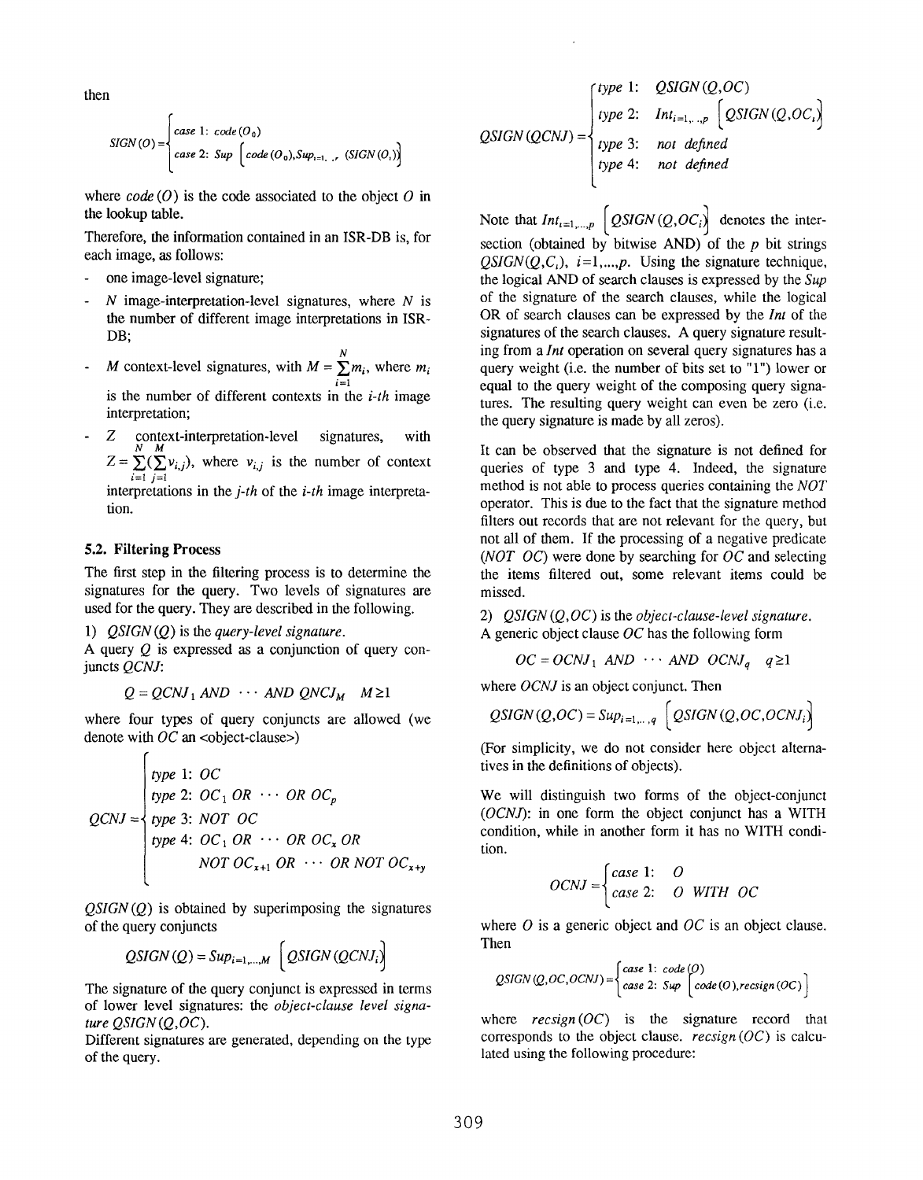then

$$SIGN(O) = \begin{cases} case\ 1:\ code(O_0) \\ case\ 2:\ Sup\left[code(O_0), Sup_{i=1,..,r}(SIGN(O_i))\right] \end{cases}$$

where $code(O)$ is the code associated to the object $O$ in the lookup table.

Therefore, the information contained in an ISR-DB is, for each image, as follows:

- one image-level signature;
- $N$ image-interpretation-level signatures, where $N$ is the number of different image interpretations in ISR-DB;
- $M$ context-level signatures, with $M = \sum_{i=1}^{N} m_i$, where $m_i$ is the number of different contexts in the $i$-$th$ image interpretation;
- $Z$ context-interpretation-level signatures, with $Z = \sum_{i=1}^{N}(\sum_{j=1}^{M} v_{i,j})$, where $v_{i,j}$ is the number of context interpretations in the $j$-$th$ of the $i$-$th$ image interpretation.

### 5.2. Filtering Process

The first step in the filtering process is to determine the signatures for the query. Two levels of signatures are used for the query. They are described in the following.

1) $QSIGN(Q)$ is the *query-level signature*.

A query $Q$ is expressed as a conjunction of query conjuncts $QCNJ$:

$$Q = QCNJ_1\ AND\ \cdots\ AND\ QNCJ_M \quad M \geq 1$$

where four types of query conjuncts are allowed (we denote with $OC$ an <object-clause>)

$$QCNJ = \begin{cases} type\ 1:\ OC \\ type\ 2:\ OC_1\ OR\ \cdots\ OR\ OC_p \\ type\ 3:\ NOT\ OC \\ type\ 4:\ OC_1\ OR\ \cdots\ OR\ OC_x\ OR \\ \qquad\quad NOT\ OC_{x+1}\ OR\ \cdots\ OR\ NOT\ OC_{x+y} \end{cases}$$

$QSIGN(Q)$ is obtained by superimposing the signatures of the query conjuncts

$$QSIGN(Q) = Sup_{i=1,\ldots,M}\left[QSIGN(QCNJ_i)\right]$$

The signature of the query conjunct is expressed in terms of lower level signatures: the *object-clause level signature* $QSIGN(Q,OC)$.

Different signatures are generated, depending on the type of the query.

$$QSIGN(QCNJ) = \begin{cases} type\ 1:\ QSIGN(Q,OC) \\ type\ 2:\ Int_{i=1,\ldots,p}\left[QSIGN(Q,OC_i)\right] \\ type\ 3:\ not\ defined \\ type\ 4:\ not\ defined \end{cases}$$

Note that $Int_{i=1,\ldots,p}\left[QSIGN(Q,OC_i)\right]$ denotes the intersection (obtained by bitwise AND) of the $p$ bit strings $QSIGN(Q,C_i)$, $i=1,\ldots,p$. Using the signature technique, the logical AND of search clauses is expressed by the *Sup* of the signature of the search clauses, while the logical OR of search clauses can be expressed by the *Int* of the signatures of the search clauses. A query signature resulting from a *Int* operation on several query signatures has a query weight (i.e. the number of bits set to "1") lower or equal to the query weight of the composing query signatures. The resulting query weight can even be zero (i.e. the query signature is made by all zeros).

It can be observed that the signature is not defined for queries of type 3 and type 4. Indeed, the signature method is not able to process queries containing the *NOT* operator. This is due to the fact that the signature method filters out records that are not relevant for the query, but not all of them. If the processing of a negative predicate (*NOT OC*) were done by searching for *OC* and selecting the items filtered out, some relevant items could be missed.

2) $QSIGN(Q,OC)$ is the *object-clause-level signature*.

A generic object clause $OC$ has the following form

$$OC = OCNJ_1\ AND\ \cdots\ AND\ OCNJ_q \quad q \geq 1$$

where $OCNJ$ is an object conjunct. Then

$$QSIGN(Q,OC) = Sup_{i=1,\ldots,q}\left[QSIGN(Q,OC,OCNJ_i)\right]$$

(For simplicity, we do not consider here object alternatives in the definitions of objects).

We will distinguish two forms of the object-conjunct ($OCNJ$): in one form the object conjunct has a WITH condition, while in another form it has no WITH condition.

$$OCNJ = \begin{cases} case\ 1:\ O \\ case\ 2:\ O\ WITH\ OC \end{cases}$$

where $O$ is a generic object and $OC$ is an object clause. Then

$$QSIGN(Q,OC,OCNJ) = \begin{cases} case\ 1:\ code(O) \\ case\ 2:\ Sup\left[code(O), recsign(OC)\right] \end{cases}$$

where $recsign(OC)$ is the signature record that corresponds to the object clause. $recsign(OC)$ is calculated using the following procedure: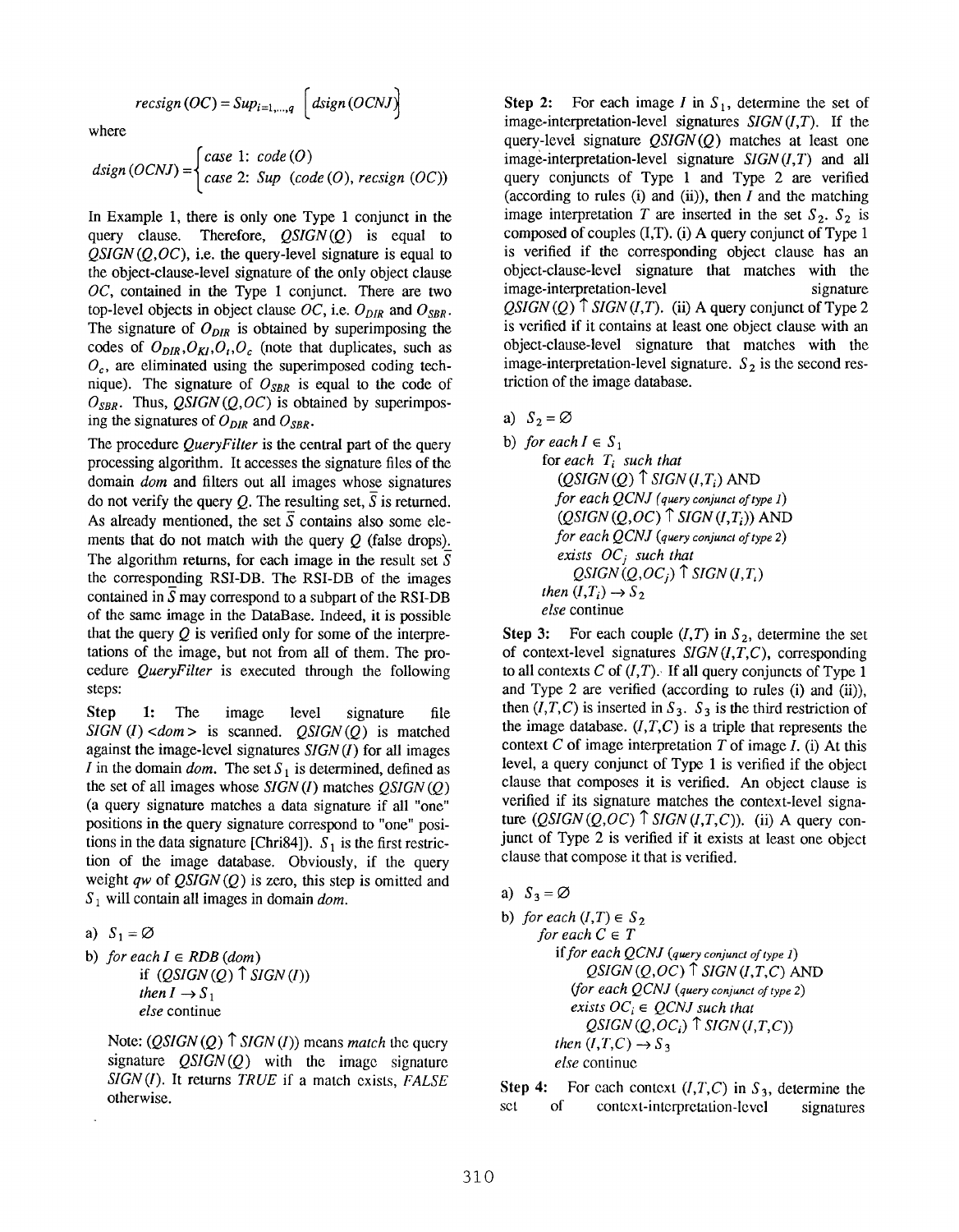$$recsign(OC) = Sup_{i=1,\ldots,q}\left[dsign(OCNJ)\right]$$

where

$$dsign(OCNJ) = \begin{cases} case\ 1:\ code(O) \\ case\ 2:\ Sup\ (code(O),\ recsign\ (OC)) \end{cases}$$

In Example 1, there is only one Type 1 conjunct in the query clause. Therefore, $QSIGN(Q)$ is equal to $QSIGN(Q,OC)$, i.e. the query-level signature is equal to the object-clause-level signature of the only object clause $OC$, contained in the Type 1 conjunct. There are two top-level objects in object clause $OC$, i.e. $O_{DIR}$ and $O_{SBR}$. The signature of $O_{DIR}$ is obtained by superimposing the codes of $O_{DIR}, O_{KI}, O_t, O_c$ (note that duplicates, such as $O_c$, are eliminated using the superimposed coding technique). The signature of $O_{SBR}$ is equal to the code of $O_{SBR}$. Thus, $QSIGN(Q,OC)$ is obtained by superimposing the signatures of $O_{DIR}$ and $O_{SBR}$.

The procedure *QueryFilter* is the central part of the query processing algorithm. It accesses the signature files of the domain *dom* and filters out all images whose signatures do not verify the query $Q$. The resulting set, $\bar{S}$ is returned. As already mentioned, the set $\bar{S}$ contains also some elements that do not match with the query $Q$ (false drops). The algorithm returns, for each image in the result set $\bar{S}$ the corresponding RSI-DB. The RSI-DB of the images contained in $\bar{S}$ may correspond to a subpart of the RSI-DB of the same image in the DataBase. Indeed, it is possible that the query $Q$ is verified only for some of the interpretations of the image, but not from all of them. The procedure *QueryFilter* is executed through the following steps:

**Step 1:** The image level signature file $SIGN(I)$ <*dom*> is scanned. $QSIGN(Q)$ is matched against the image-level signatures $SIGN(I)$ for all images $I$ in the domain *dom*. The set $S_1$ is determined, defined as the set of all images whose $SIGN(I)$ matches $QSIGN(Q)$ (a query signature matches a data signature if all "one" positions in the query signature correspond to "one" positions in the data signature [Chri84]). $S_1$ is the first restriction of the image database. Obviously, if the query weight *qw* of $QSIGN(Q)$ is zero, this step is omitted and $S_1$ will contain all images in domain *dom*.

a) $S_1 = \emptyset$

b) *for each* $I \in RDB(dom)$
  if $(QSIGN(Q) \uparrow SIGN(I))$
  *then* $I \rightarrow S_1$
  *else* continue

Note: $(QSIGN(Q) \uparrow SIGN(I))$ means *match* the query signature $QSIGN(Q)$ with the image signature $SIGN(I)$. It returns *TRUE* if a match exists, *FALSE* otherwise.

**Step 2:** For each image $I$ in $S_1$, determine the set of image-interpretation-level signatures $SIGN(I,T)$. If the query-level signature $QSIGN(Q)$ matches at least one image-interpretation-level signature $SIGN(I,T)$ and all query conjuncts of Type 1 and Type 2 are verified (according to rules (i) and (ii)), then $I$ and the matching image interpretation $T$ are inserted in the set $S_2$. $S_2$ is composed of couples (I,T). (i) A query conjunct of Type 1 is verified if the corresponding object clause has an object-clause-level signature that matches with the image-interpretation-level signature $QSIGN(Q) \uparrow SIGN(I,T)$. (ii) A query conjunct of Type 2 is verified if it contains at least one object clause with an object-clause-level signature that matches with the image-interpretation-level signature. $S_2$ is the second restriction of the image database.

a) $S_2 = \emptyset$

b) *for each* $I \in S_1$
  for *each* $T_i$ *such that*
    $(QSIGN(Q) \uparrow SIGN(I,T_i))$ AND
    *for each QCNJ (query conjunct of type 1)*
    $(QSIGN(Q,OC) \uparrow SIGN(I,T_i))$ AND
    *for each QCNJ (query conjunct of type 2)*
    *exists* $OC_j$ *such that*
      $QSIGN(Q,OC_j) \uparrow SIGN(I,T_i)$
  *then* $(I,T_i) \rightarrow S_2$
  *else* continue

**Step 3:** For each couple $(I,T)$ in $S_2$, determine the set of context-level signatures $SIGN(I,T,C)$, corresponding to all contexts $C$ of $(I,T)$. If all query conjuncts of Type 1 and Type 2 are verified (according to rules (i) and (ii)), then $(I,T,C)$ is inserted in $S_3$. $S_3$ is the third restriction of the image database. $(I,T,C)$ is a triple that represents the context $C$ of image interpretation $T$ of image $I$. (i) At this level, a query conjunct of Type 1 is verified if the object clause that composes it is verified. An object clause is verified if its signature matches the context-level signature $(QSIGN(Q,OC) \uparrow SIGN(I,T,C))$. (ii) A query conjunct of Type 2 is verified if it exists at least one object clause that compose it that is verified.

a) $S_3 = \emptyset$

b) *for each* $(I,T) \in S_2$
  *for each* $C \in T$
    *if for each QCNJ (query conjunct of type 1)*
      $QSIGN(Q,OC) \uparrow SIGN(I,T,C)$ AND
    *(for each QCNJ (query conjunct of type 2)*
    *exists* $OC_i \in QCNJ$ *such that*
      $QSIGN(Q,OC_i) \uparrow SIGN(I,T,C))$
    *then* $(I,T,C) \rightarrow S_3$
    *else* continue

**Step 4:** For each context $(I,T,C)$ in $S_3$, determine the set of context-interpretation-level signatures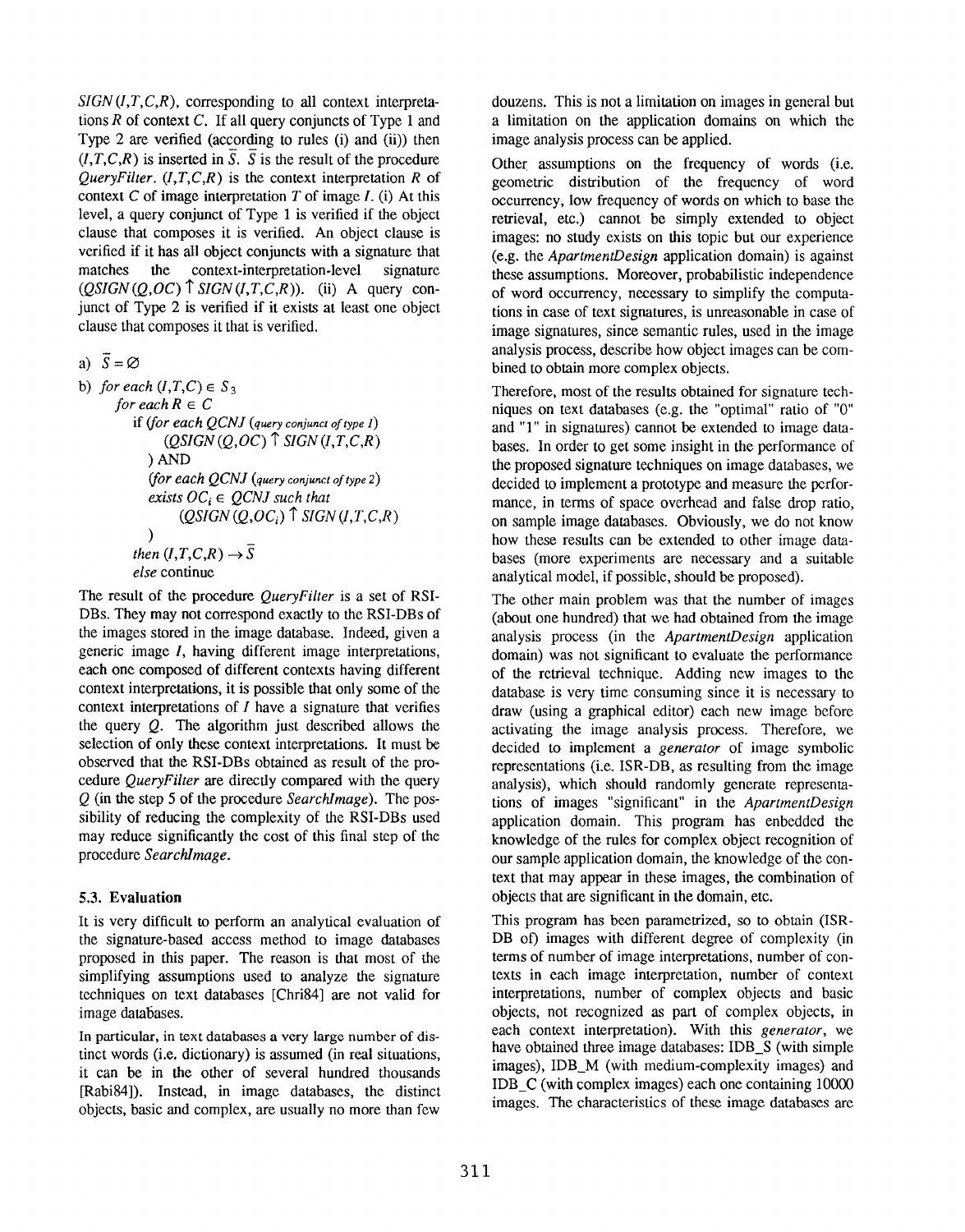$SIGN(I,T,C,R)$, corresponding to all context interpretations $R$ of context $C$. If all query conjuncts of Type 1 and Type 2 are verified (according to rules (i) and (ii)) then $(I,T,C,R)$ is inserted in $\bar{S}$. $\bar{S}$ is the result of the procedure *QueryFilter*. $(I,T,C,R)$ is the context interpretation $R$ of context $C$ of image interpretation $T$ of image $I$. (i) At this level, a query conjunct of Type 1 is verified if the object clause that composes it is verified. An object clause is verified if it has all object conjuncts with a signature that matches the context-interpretation-level signature $(QSIGN(Q,OC) \uparrow SIGN(I,T,C,R))$. (ii) A query conjunct of Type 2 is verified if it exists at least one object clause that composes it that is verified.

```
a) S̄ = ∅
b) for each (I,T,C) ∈ S3
      for each R ∈ C
         if (for each QCNJ (query conjunct of type 1)
               (QSIGN(Q,OC) ↑ SIGN(I,T,C,R)
            ) AND
            (for each QCNJ (query conjunct of type 2)
            exists OCi ∈ QCNJ such that
               (QSIGN(Q,OCi) ↑ SIGN(I,T,C,R)
            )
         then (I,T,C,R) → S̄
         else continue
```

The result of the procedure *QueryFilter* is a set of RSI-DBs. They may not correspond exactly to the RSI-DBs of the images stored in the image database. Indeed, given a generic image $I$, having different image interpretations, each one composed of different contexts having different context interpretations, it is possible that only some of the context interpretations of $I$ have a signature that verifies the query $Q$. The algorithm just described allows the selection of only these context interpretations. It must be observed that the RSI-DBs obtained as result of the procedure *QueryFilter* are directly compared with the query $Q$ (in the step 5 of the procedure *SearchImage*). The possibility of reducing the complexity of the RSI-DBs used may reduce significantly the cost of this final step of the procedure *SearchImage*.

### 5.3. Evaluation

It is very difficult to perform an analytical evaluation of the signature-based access method to image databases proposed in this paper. The reason is that most of the simplifying assumptions used to analyze the signature techniques on text databases [Chri84] are not valid for image databases.

In particular, in text databases a very large number of distinct words (i.e. dictionary) is assumed (in real situations, it can be in the other of several hundred thousands [Rabi84]). Instead, in image databases, the distinct objects, basic and complex, are usually no more than few douzens. This is not a limitation on images in general but a limitation on the application domains on which the image analysis process can be applied.

Other assumptions on the frequency of words (i.e. geometric distribution of the frequency of word occurrency, low frequency of words on which to base the retrieval, etc.) cannot be simply extended to object images: no study exists on this topic but our experience (e.g. the *ApartmentDesign* application domain) is against these assumptions. Moreover, probabilistic independence of word occurrency, necessary to simplify the computations in case of text signatures, is unreasonable in case of image signatures, since semantic rules, used in the image analysis process, describe how object images can be combined to obtain more complex objects.

Therefore, most of the results obtained for signature techniques on text databases (e.g. the "optimal" ratio of "0" and "1" in signatures) cannot be extended to image databases. In order to get some insight in the performance of the proposed signature techniques on image databases, we decided to implement a prototype and measure the performance, in terms of space overhead and false drop ratio, on sample image databases. Obviously, we do not know how these results can be extended to other image databases (more experiments are necessary and a suitable analytical model, if possible, should be proposed).

The other main problem was that the number of images (about one hundred) that we had obtained from the image analysis process (in the *ApartmentDesign* application domain) was not significant to evaluate the performance of the retrieval technique. Adding new images to the database is very time consuming since it is necessary to draw (using a graphical editor) each new image before activating the image analysis process. Therefore, we decided to implement a *generator* of image symbolic representations (i.e. ISR-DB, as resulting from the image analysis), which should randomly generate representations of images "significant" in the *ApartmentDesign* application domain. This program has enbedded the knowledge of the rules for complex object recognition of our sample application domain, the knowledge of the context that may appear in these images, the combination of objects that are significant in the domain, etc.

This program has been parametrized, so to obtain (ISR-DB of) images with different degree of complexity (in terms of number of image interpretations, number of contexts in each image interpretation, number of context interpretations, number of complex objects and basic objects, not recognized as part of complex objects, in each context interpretation). With this *generator*, we have obtained three image databases: IDB_S (with simple images), IDB_M (with medium-complexity images) and IDB_C (with complex images) each one containing 10000 images. The characteristics of these image databases are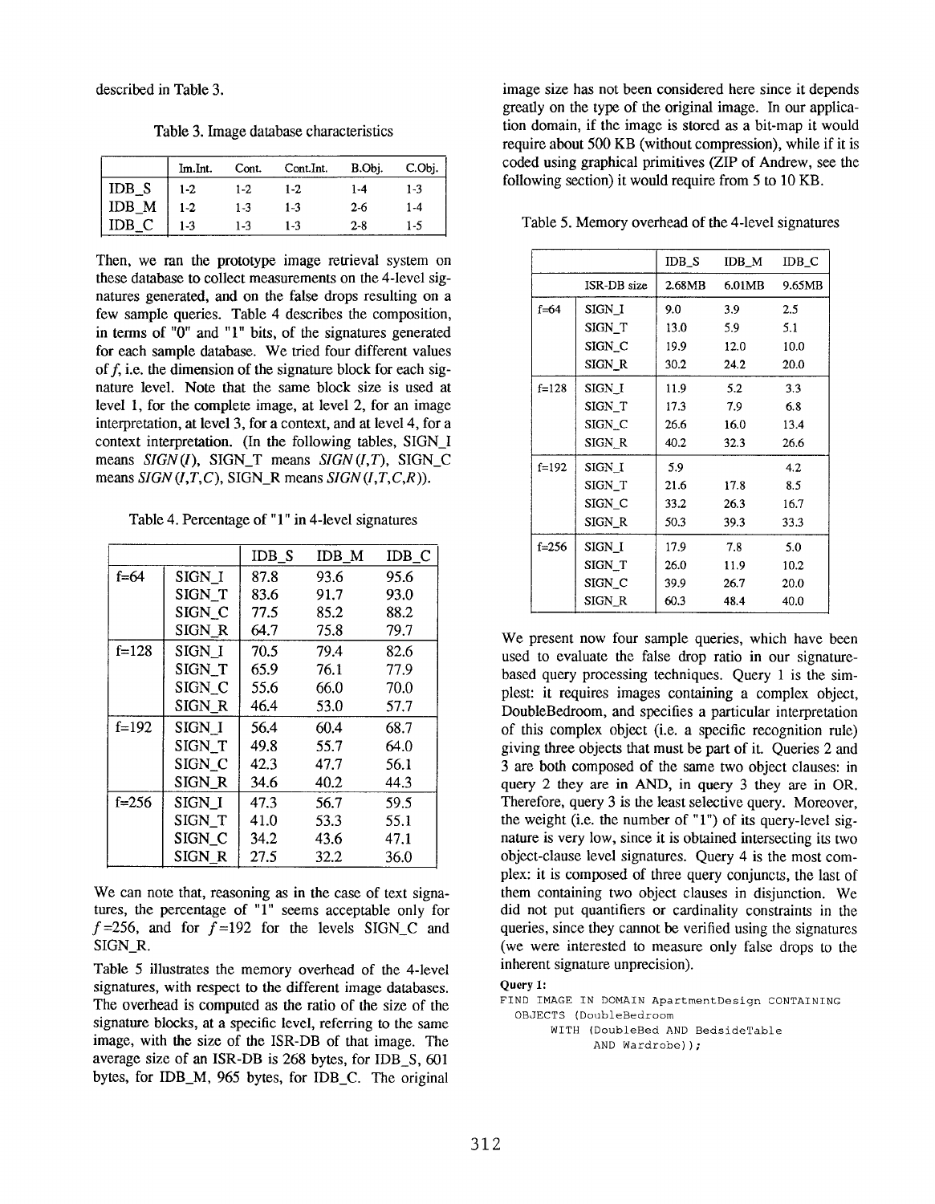described in Table 3.

Table 3. Image database characteristics

| | Im.Int. | Cont. | Cont.Int. | B.Obj. | C.Obj. |
|---|---|---|---|---|---|
| IDB_S | 1-2 | 1-2 | 1-2 | 1-4 | 1-3 |
| IDB_M | 1-2 | 1-3 | 1-3 | 2-6 | 1-4 |
| IDB_C | 1-3 | 1-3 | 1-3 | 2-8 | 1-5 |

Then, we ran the prototype image retrieval system on these database to collect measurements on the 4-level signatures generated, and on the false drops resulting on a few sample queries. Table 4 describes the composition, in terms of "0" and "1" bits, of the signatures generated for each sample database. We tried four different values of $f$, i.e. the dimension of the signature block for each signature level. Note that the same block size is used at level 1, for the complete image, at level 2, for an image interpretation, at level 3, for a context, and at level 4, for a context interpretation. (In the following tables, SIGN_I means *SIGN*(*I*), SIGN_T means *SIGN*(*I*,*T*), SIGN_C means *SIGN*(*I*,*T*,*C*), SIGN_R means *SIGN*(*I*,*T*,*C*,*R*)).

Table 4. Percentage of "1" in 4-level signatures

| | | IDB_S | IDB_M | IDB_C |
|---|---|---|---|---|
| f=64 | SIGN_I | 87.8 | 93.6 | 95.6 |
| | SIGN_T | 83.6 | 91.7 | 93.0 |
| | SIGN_C | 77.5 | 85.2 | 88.2 |
| | SIGN_R | 64.7 | 75.8 | 79.7 |
| f=128 | SIGN_I | 70.5 | 79.4 | 82.6 |
| | SIGN_T | 65.9 | 76.1 | 77.9 |
| | SIGN_C | 55.6 | 66.0 | 70.0 |
| | SIGN_R | 46.4 | 53.0 | 57.7 |
| f=192 | SIGN_I | 56.4 | 60.4 | 68.7 |
| | SIGN_T | 49.8 | 55.7 | 64.0 |
| | SIGN_C | 42.3 | 47.7 | 56.1 |
| | SIGN_R | 34.6 | 40.2 | 44.3 |
| f=256 | SIGN_I | 47.3 | 56.7 | 59.5 |
| | SIGN_T | 41.0 | 53.3 | 55.1 |
| | SIGN_C | 34.2 | 43.6 | 47.1 |
| | SIGN_R | 27.5 | 32.2 | 36.0 |

We can note that, reasoning as in the case of text signatures, the percentage of "1" seems acceptable only for $f$=256, and for $f$=192 for the levels SIGN_C and SIGN_R.

Table 5 illustrates the memory overhead of the 4-level signatures, with respect to the different image databases. The overhead is computed as the ratio of the size of the signature blocks, at a specific level, referring to the same image, with the size of the ISR-DB of that image. The average size of an ISR-DB is 268 bytes, for IDB_S, 601 bytes, for IDB_M, 965 bytes, for IDB_C. The original image size has not been considered here since it depends greatly on the type of the original image. In our application domain, if the image is stored as a bit-map it would require about 500 KB (without compression), while if it is coded using graphical primitives (ZIP of Andrew, see the following section) it would require from 5 to 10 KB.

Table 5. Memory overhead of the 4-level signatures

| | | IDB_S | IDB_M | IDB_C |
|---|---|---|---|---|
| | ISR-DB size | 2.68MB | 6.01MB | 9.65MB |
| f=64 | SIGN_I | 9.0 | 3.9 | 2.5 |
| | SIGN_T | 13.0 | 5.9 | 5.1 |
| | SIGN_C | 19.9 | 12.0 | 10.0 |
| | SIGN_R | 30.2 | 24.2 | 20.0 |
| f=128 | SIGN_I | 11.9 | 5.2 | 3.3 |
| | SIGN_T | 17.3 | 7.9 | 6.8 |
| | SIGN_C | 26.6 | 16.0 | 13.4 |
| | SIGN_R | 40.2 | 32.3 | 26.6 |
| f=192 | SIGN_I | 5.9 | | 4.2 |
| | SIGN_T | 21.6 | 17.8 | 8.5 |
| | SIGN_C | 33.2 | 26.3 | 16.7 |
| | SIGN_R | 50.3 | 39.3 | 33.3 |
| f=256 | SIGN_I | 17.9 | 7.8 | 5.0 |
| | SIGN_T | 26.0 | 11.9 | 10.2 |
| | SIGN_C | 39.9 | 26.7 | 20.0 |
| | SIGN_R | 60.3 | 48.4 | 40.0 |

We present now four sample queries, which have been used to evaluate the false drop ratio in our signature-based query processing techniques. Query 1 is the simplest: it requires images containing a complex object, DoubleBedroom, and specifies a particular interpretation of this complex object (i.e. a specific recognition rule) giving three objects that must be part of it. Queries 2 and 3 are both composed of the same two object clauses: in query 2 they are in AND, in query 3 they are in OR. Therefore, query 3 is the least selective query. Moreover, the weight (i.e. the number of "1") of its query-level signature is very low, since it is obtained intersecting its two object-clause level signatures. Query 4 is the most complex: it is composed of three query conjuncts, the last of them containing two object clauses in disjunction. We did not put quantifiers or cardinality constraints in the queries, since they cannot be verified using the signatures (we were interested to measure only false drops to the inherent signature unprecision).

**Query 1:**

```
FIND IMAGE IN DOMAIN ApartmentDesign CONTAINING
  OBJECTS (DoubleBedroom
       WITH (DoubleBed AND BedsideTable
            AND Wardrobe));
```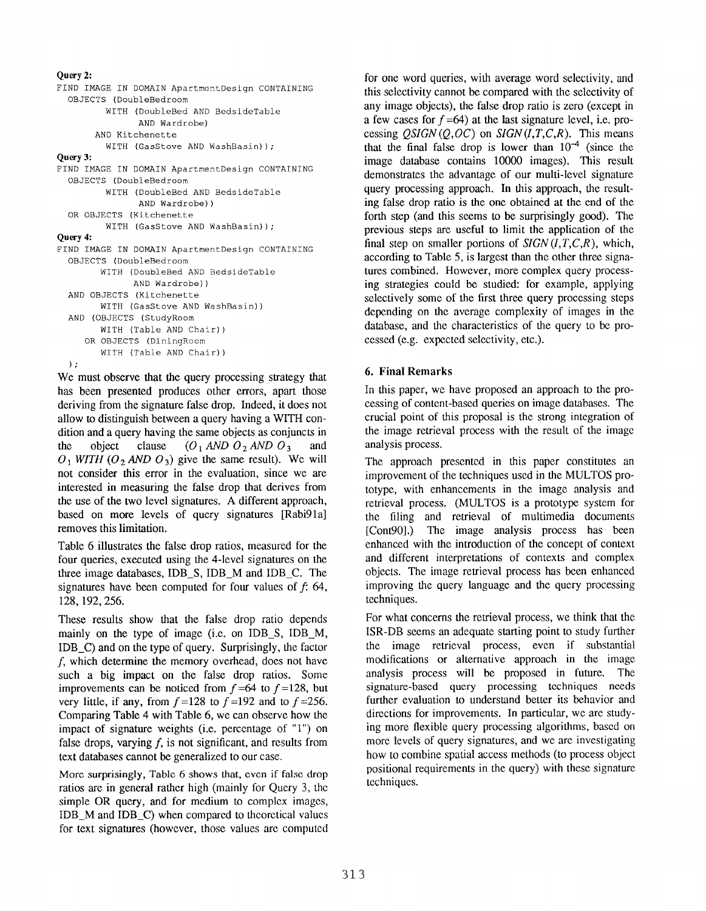**Query 2:**

```
FIND IMAGE IN DOMAIN ApartmentDesign CONTAINING
  OBJECTS (DoubleBedroom
         WITH (DoubleBed AND BedsideTable
               AND Wardrobe)
       AND Kitchenette
         WITH (GasStove AND WashBasin));
```

**Query 3:**

```
FIND IMAGE IN DOMAIN ApartmentDesign CONTAINING
  OBJECTS (DoubleBedroom
         WITH (DoubleBed AND BedsideTable
               AND Wardrobe))
  OR OBJECTS (Kitchenette
         WITH (GasStove AND WashBasin));
```

**Query 4:**

```
FIND IMAGE IN DOMAIN ApartmentDesign CONTAINING
  OBJECTS (DoubleBedroom
        WITH (DoubleBed AND BedsideTable
              AND Wardrobe))
  AND OBJECTS (Kitchenette
        WITH (GasStove AND WashBasin))
  AND (OBJECTS (StudyRoom
        WITH (Table AND Chair))
     OR OBJECTS (DiningRoom
        WITH (Table AND Chair))
  );
```

We must observe that the query processing strategy that has been presented produces other errors, apart those deriving from the signature false drop. Indeed, it does not allow to distinguish between a query having a WITH condition and a query having the same objects as conjuncts in the object clause ($O_1$ *AND* $O_2$ *AND* $O_3$ and $O_1$ *WITH* ($O_2$ *AND* $O_3$) give the same result). We will not consider this error in the evaluation, since we are interested in measuring the false drop that derives from the use of the two level signatures. A different approach, based on more levels of query signatures [Rabi91a] removes this limitation.

Table 6 illustrates the false drop ratios, measured for the four queries, executed using the 4-level signatures on the three image databases, IDB_S, IDB_M and IDB_C. The signatures have been computed for four values of $f$: 64, 128, 192, 256.

These results show that the false drop ratio depends mainly on the type of image (i.e. on IDB_S, IDB_M, IDB_C) and on the type of query. Surprisingly, the factor $f$, which determine the memory overhead, does not have such a big impact on the false drop ratios. Some improvements can be noticed from $f$=64 to $f$=128, but very little, if any, from $f$=128 to $f$=192 and to $f$=256. Comparing Table 4 with Table 6, we can observe how the impact of signature weights (i.e. percentage of "1") on false drops, varying $f$, is not significant, and results from text databases cannot be generalized to our case.

More surprisingly, Table 6 shows that, even if false drop ratios are in general rather high (mainly for Query 3, the simple OR query, and for medium to complex images, IDB_M and IDB_C) when compared to theoretical values for text signatures (however, those values are computed for one word queries, with average word selectivity, and this selectivity cannot be compared with the selectivity of any image objects), the false drop ratio is zero (except in a few cases for $f$=64) at the last signature level, i.e. processing $QSIGN(Q,OC)$ on $SIGN(I,T,C,R)$. This means that the final false drop is lower than $10^{-4}$ (since the image database contains 10000 images). This result demonstrates the advantage of our multi-level signature query processing approach. In this approach, the resulting false drop ratio is the one obtained at the end of the forth step (and this seems to be surprisingly good). The previous steps are useful to limit the application of the final step on smaller portions of $SIGN(I,T,C,R)$, which, according to Table 5, is largest than the other three signatures combined. However, more complex query processing strategies could be studied: for example, applying selectively some of the first three query processing steps depending on the average complexity of images in the database, and the characteristics of the query to be processed (e.g. expected selectivity, etc.).

## 6. Final Remarks

In this paper, we have proposed an approach to the processing of content-based queries on image databases. The crucial point of this proposal is the strong integration of the image retrieval process with the result of the image analysis process.

The approach presented in this paper constitutes an improvement of the techniques used in the MULTOS prototype, with enhancements in the image analysis and retrieval process. (MULTOS is a prototype system for the filing and retrieval of multimedia documents [Cont90].) The image analysis process has been enhanced with the introduction of the concept of context and different interpretations of contexts and complex objects. The image retrieval process has been enhanced improving the query language and the query processing techniques.

For what concerns the retrieval process, we think that the ISR-DB seems an adequate starting point to study further the image retrieval process, even if substantial modifications or alternative approach in the image analysis process will be proposed in future. The signature-based query processing techniques needs further evaluation to understand better its behavior and directions for improvements. In particular, we are studying more flexible query processing algorithms, based on more levels of query signatures, and we are investigating how to combine spatial access methods (to process object positional requirements in the query) with these signature techniques.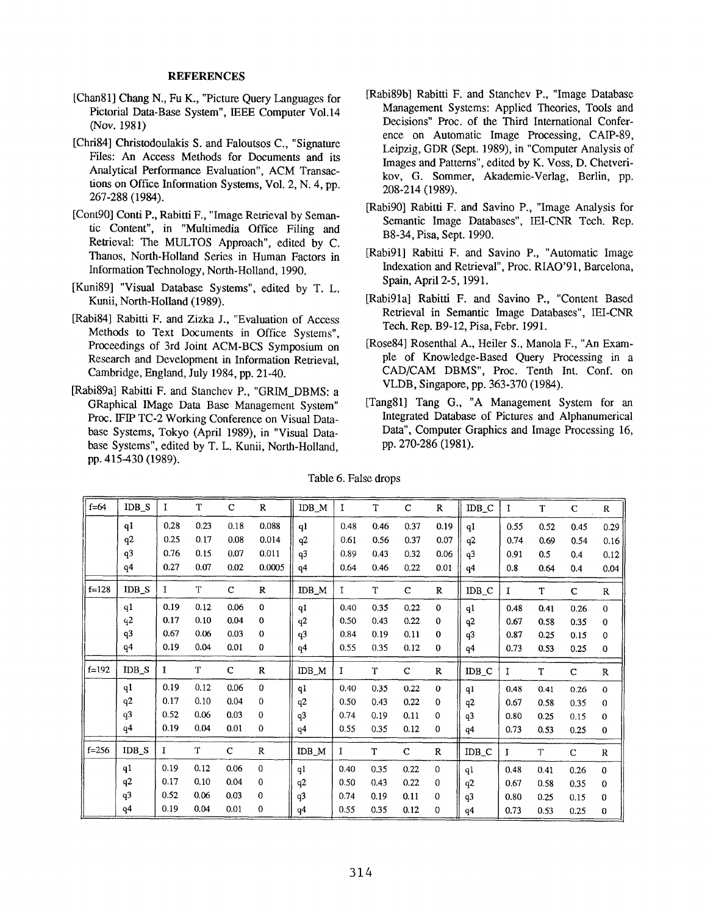## REFERENCES

[Chan81] Chang N., Fu K., "Picture Query Languages for Pictorial Data-Base System", IEEE Computer Vol.14 (Nov. 1981)

[Chri84] Christodoulakis S. and Faloutsos C., "Signature Files: An Access Methods for Documents and its Analytical Performance Evaluation", ACM Transactions on Office Information Systems, Vol. 2, N. 4, pp. 267-288 (1984).

[Cont90] Conti P., Rabitti F., "Image Retrieval by Semantic Content", in "Multimedia Office Filing and Retrieval: The MULTOS Approach", edited by C. Thanos, North-Holland Series in Human Factors in Information Technology, North-Holland, 1990.

[Kuni89] "Visual Database Systems", edited by T. L. Kunii, North-Holland (1989).

[Rabi84] Rabitti F. and Zizka J., "Evaluation of Access Methods to Text Documents in Office Systems", Proceedings of 3rd Joint ACM-BCS Symposium on Research and Development in Information Retrieval, Cambridge, England, July 1984, pp. 21-40.

[Rabi89a] Rabitti F. and Stanchev P., "GRIM_DBMS: a GRaphical IMage Data Base Management System" Proc. IFIP TC-2 Working Conference on Visual Database Systems, Tokyo (April 1989), in "Visual Database Systems", edited by T. L. Kunii, North-Holland, pp. 415-430 (1989).

[Rabi89b] Rabitti F. and Stanchev P., "Image Database Management Systems: Applied Theories, Tools and Decisions" Proc. of the Third International Conference on Automatic Image Processing, CAIP-89, Leipzig, GDR (Sept. 1989), in "Computer Analysis of Images and Patterns", edited by K. Voss, D. Chetverikov, G. Sommer, Akademie-Verlag, Berlin, pp. 208-214 (1989).

[Rabi90] Rabitti F. and Savino P., "Image Analysis for Semantic Image Databases", IEI-CNR Tech. Rep. B8-34, Pisa, Sept. 1990.

[Rabi91] Rabitti F. and Savino P., "Automatic Image Indexation and Retrieval", Proc. RIAO'91, Barcelona, Spain, April 2-5, 1991.

[Rabi91a] Rabitti F. and Savino P., "Content Based Retrieval in Semantic Image Databases", IEI-CNR Tech. Rep. B9-12, Pisa, Febr. 1991.

[Rose84] Rosenthal A., Heiler S., Manola F., "An Example of Knowledge-Based Query Processing in a CAD/CAM DBMS", Proc. Tenth Int. Conf. on VLDB, Singapore, pp. 363-370 (1984).

[Tang81] Tang G., "A Management System for an Integrated Database of Pictures and Alphanumerical Data", Computer Graphics and Image Processing 16, pp. 270-286 (1981).

Table 6. False drops

| f=64 | IDB_S | I | T | C | R | IDB_M | I | T | C | R | IDB_C | I | T | C | R |
|---|---|---|---|---|---|---|---|---|---|---|---|---|---|---|---|
| | q1 | 0.28 | 0.23 | 0.18 | 0.088 | q1 | 0.48 | 0.46 | 0.37 | 0.19 | q1 | 0.55 | 0.52 | 0.45 | 0.29 |
| | q2 | 0.25 | 0.17 | 0.08 | 0.014 | q2 | 0.61 | 0.56 | 0.37 | 0.07 | q2 | 0.74 | 0.69 | 0.54 | 0.16 |
| | q3 | 0.76 | 0.15 | 0.07 | 0.011 | q3 | 0.89 | 0.43 | 0.32 | 0.06 | q3 | 0.91 | 0.5 | 0.4 | 0.12 |
| | q4 | 0.27 | 0.07 | 0.02 | 0.0005 | q4 | 0.64 | 0.46 | 0.22 | 0.01 | q4 | 0.8 | 0.64 | 0.4 | 0.04 |
| f=128 | IDB_S | I | T | C | R | IDB_M | I | T | C | R | IDB_C | I | T | C | R |
| | q1 | 0.19 | 0.12 | 0.06 | 0 | q1 | 0.40 | 0.35 | 0.22 | 0 | q1 | 0.48 | 0.41 | 0.26 | 0 |
| | q2 | 0.17 | 0.10 | 0.04 | 0 | q2 | 0.50 | 0.43 | 0.22 | 0 | q2 | 0.67 | 0.58 | 0.35 | 0 |
| | q3 | 0.67 | 0.06 | 0.03 | 0 | q3 | 0.84 | 0.19 | 0.11 | 0 | q3 | 0.87 | 0.25 | 0.15 | 0 |
| | q4 | 0.19 | 0.04 | 0.01 | 0 | q4 | 0.55 | 0.35 | 0.12 | 0 | q4 | 0.73 | 0.53 | 0.25 | 0 |
| f=192 | IDB_S | I | T | C | R | IDB_M | I | T | C | R | IDB_C | I | T | C | R |
| | q1 | 0.19 | 0.12 | 0.06 | 0 | q1 | 0.40 | 0.35 | 0.22 | 0 | q1 | 0.48 | 0.41 | 0.26 | 0 |
| | q2 | 0.17 | 0.10 | 0.04 | 0 | q2 | 0.50 | 0.43 | 0.22 | 0 | q2 | 0.67 | 0.58 | 0.35 | 0 |
| | q3 | 0.52 | 0.06 | 0.03 | 0 | q3 | 0.74 | 0.19 | 0.11 | 0 | q3 | 0.80 | 0.25 | 0.15 | 0 |
| | q4 | 0.19 | 0.04 | 0.01 | 0 | q4 | 0.55 | 0.35 | 0.12 | 0 | q4 | 0.73 | 0.53 | 0.25 | 0 |
| f=256 | IDB_S | I | T | C | R | IDB_M | I | T | C | R | IDB_C | I | T | C | R |
| | q1 | 0.19 | 0.12 | 0.06 | 0 | q1 | 0.40 | 0.35 | 0.22 | 0 | q1 | 0.48 | 0.41 | 0.26 | 0 |
| | q2 | 0.17 | 0.10 | 0.04 | 0 | q2 | 0.50 | 0.43 | 0.22 | 0 | q2 | 0.67 | 0.58 | 0.35 | 0 |
| | q3 | 0.52 | 0.06 | 0.03 | 0 | q3 | 0.74 | 0.19 | 0.11 | 0 | q3 | 0.80 | 0.25 | 0.15 | 0 |
| | q4 | 0.19 | 0.04 | 0.01 | 0 | q4 | 0.55 | 0.35 | 0.12 | 0 | q4 | 0.73 | 0.53 | 0.25 | 0 |